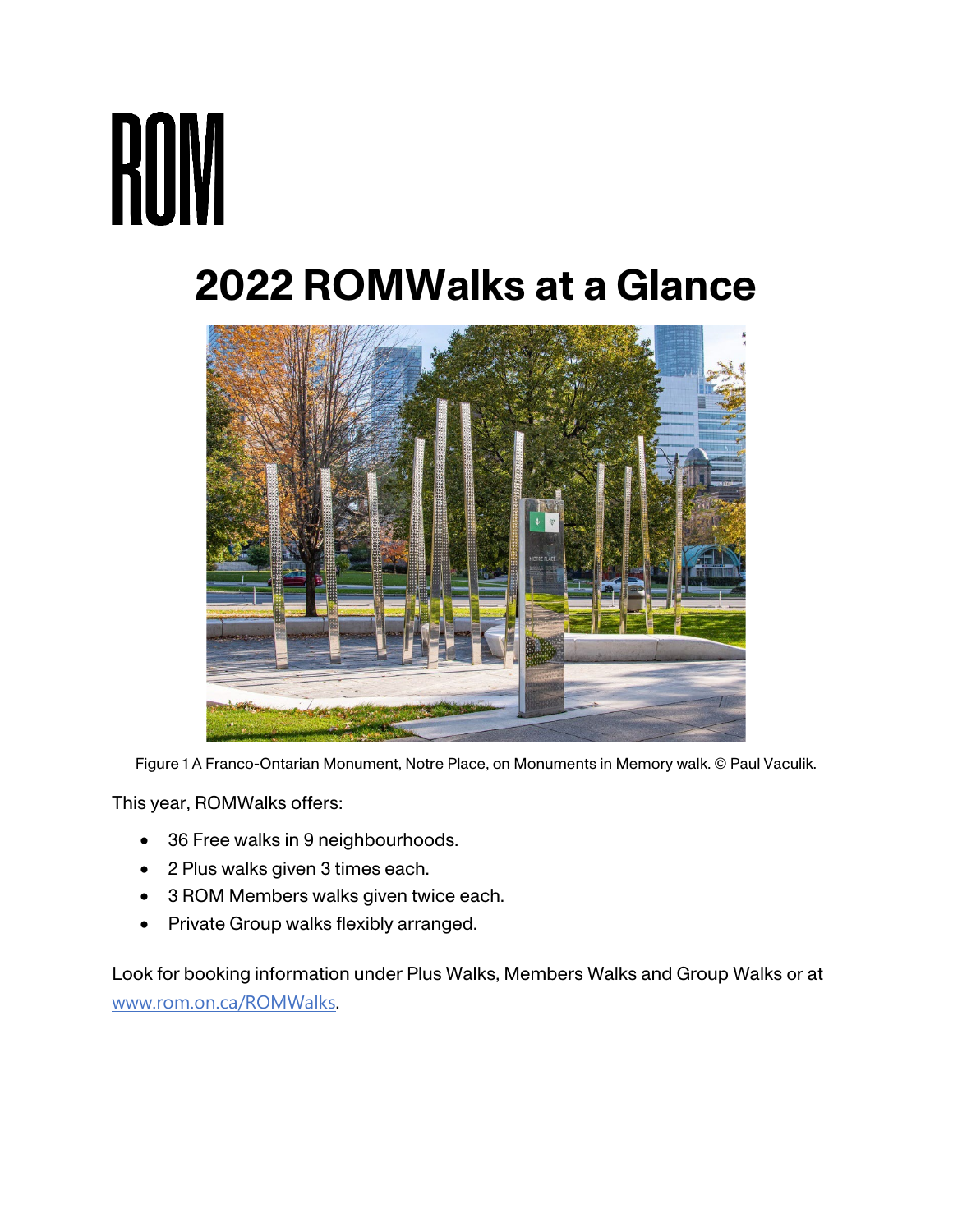# ROM

# 2022 ROMWalks at a Glance

Figure 1 A Franco-Ontarian Monument, Notre Place, on Monuments in Memory walk. © Paul Vaculik.

This year, ROMWalks offers:

- 36 Free walks in 9 neighbourhoods.
- 2 Plus walks given 3 times each.
- 3 ROM Members walks given twice each.
- Private Group walks flexibly arranged.

Look for booking information under Plus Walks, Members Walks and Group Walks or at [www.rom.on.ca/ROMWalks](http://www.rom.on.ca/ROMWalks).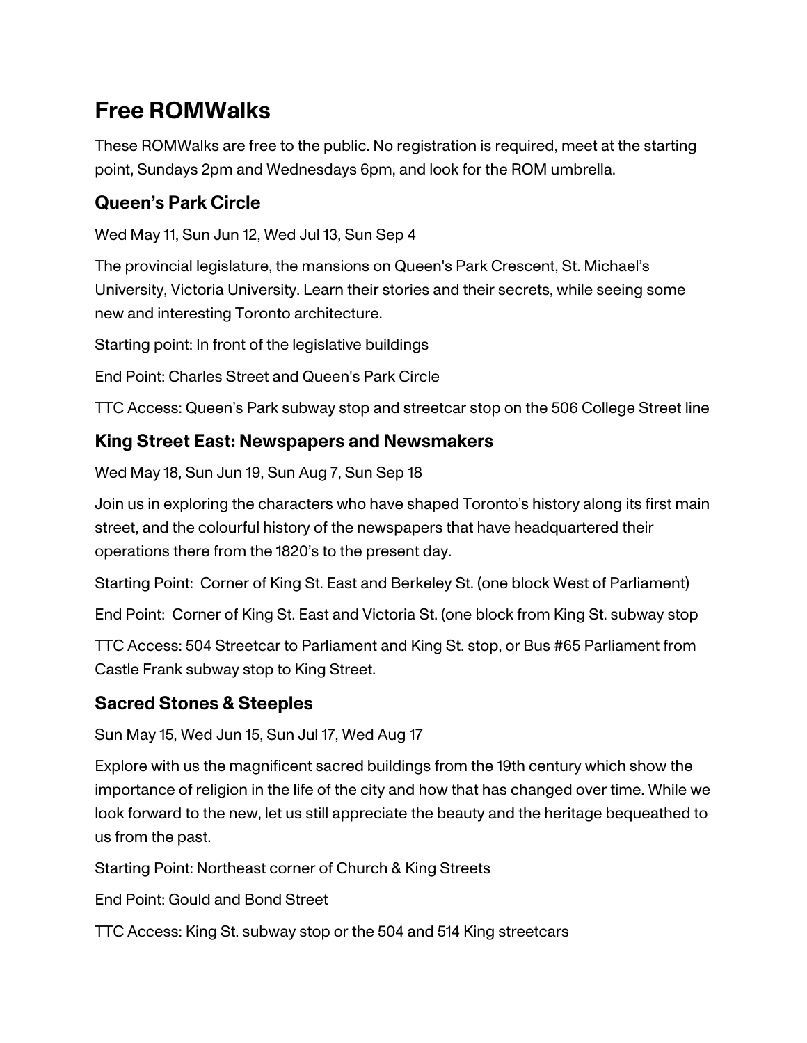## Free ROMWalks

These ROMWalks are free to the public. No registration is required, meet at the starting point, Sundays 2pm and Wednesdays 6pm, and look for the ROM umbrella.

### Queen's Park Circle

Wed May 11, Sun Jun 12, Wed Jul 13, Sun Sep 4

The provincial legislature, the mansions on Queen's Park Crescent, St. Michael's University, Victoria University. Learn their stories and their secrets, while seeing some new and interesting Toronto architecture.

Starting point: In front of the legislative buildings

End Point: Charles Street and Queen's Park Circle

TTC Access: Queen's Park subway stop and streetcar stop on the 506 College Street line

### King Street East: Newspapers and Newsmakers

Wed May 18, Sun Jun 19, Sun Aug 7, Sun Sep 18

Join us in exploring the characters who have shaped Toronto's history along its first main street, and the colourful history of the newspapers that have headquartered their operations there from the 1820's to the present day.

Starting Point: Corner of King St. East and Berkeley St. (one block West of Parliament)

End Point: Corner of King St. East and Victoria St. (one block from King St. subway stop

TTC Access: 504 Streetcar to Parliament and King St. stop, or Bus #65 Parliament from Castle Frank subway stop to King Street.

### Sacred Stones & Steeples

Sun May 15, Wed Jun 15, Sun Jul 17, Wed Aug 17

Explore with us the magnificent sacred buildings from the 19th century which show the importance of religion in the life of the city and how that has changed over time. While we look forward to the new, let us still appreciate the beauty and the heritage bequeathed to us from the past.

Starting Point: Northeast corner of Church & King Streets

End Point: Gould and Bond Street

TTC Access: King St. subway stop or the 504 and 514 King streetcars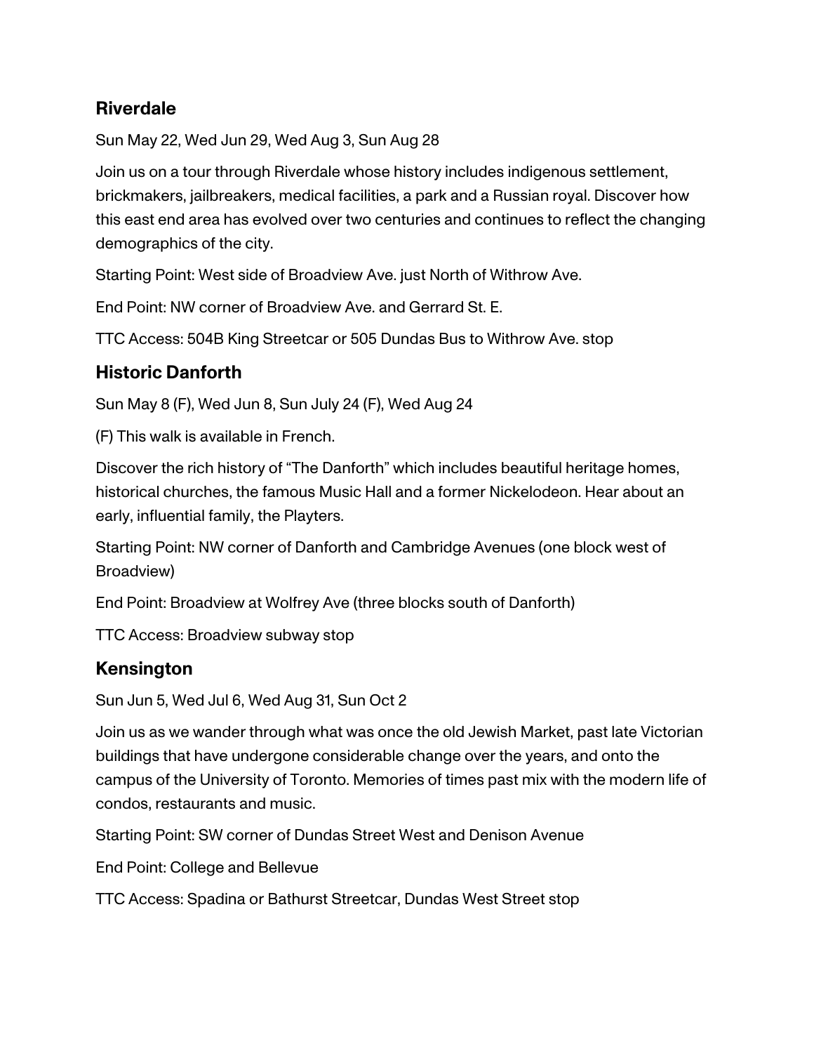### Riverdale

Sun May 22, Wed Jun 29, Wed Aug 3, Sun Aug 28

Join us on a tour through Riverdale whose history includes indigenous settlement, brickmakers, jailbreakers, medical facilities, a park and a Russian royal. Discover how this east end area has evolved over two centuries and continues to reflect the changing demographics of the city.

Starting Point: West side of Broadview Ave. just North of Withrow Ave.

End Point: NW corner of Broadview Ave. and Gerrard St. E.

TTC Access: 504B King Streetcar or 505 Dundas Bus to Withrow Ave. stop

### Historic Danforth

Sun May 8 (F), Wed Jun 8, Sun July 24 (F), Wed Aug 24

(F) This walk is available in French.

Discover the rich history of "The Danforth" which includes beautiful heritage homes, historical churches, the famous Music Hall and a former Nickelodeon. Hear about an early, influential family, the Playters.

Starting Point: NW corner of Danforth and Cambridge Avenues (one block west of Broadview)

End Point: Broadview at Wolfrey Ave (three blocks south of Danforth)

TTC Access: Broadview subway stop

### Kensington

Sun Jun 5, Wed Jul 6, Wed Aug 31, Sun Oct 2

Join us as we wander through what was once the old Jewish Market, past late Victorian buildings that have undergone considerable change over the years, and onto the campus of the University of Toronto. Memories of times past mix with the modern life of condos, restaurants and music.

Starting Point: SW corner of Dundas Street West and Denison Avenue

End Point: College and Bellevue

TTC Access: Spadina or Bathurst Streetcar, Dundas West Street stop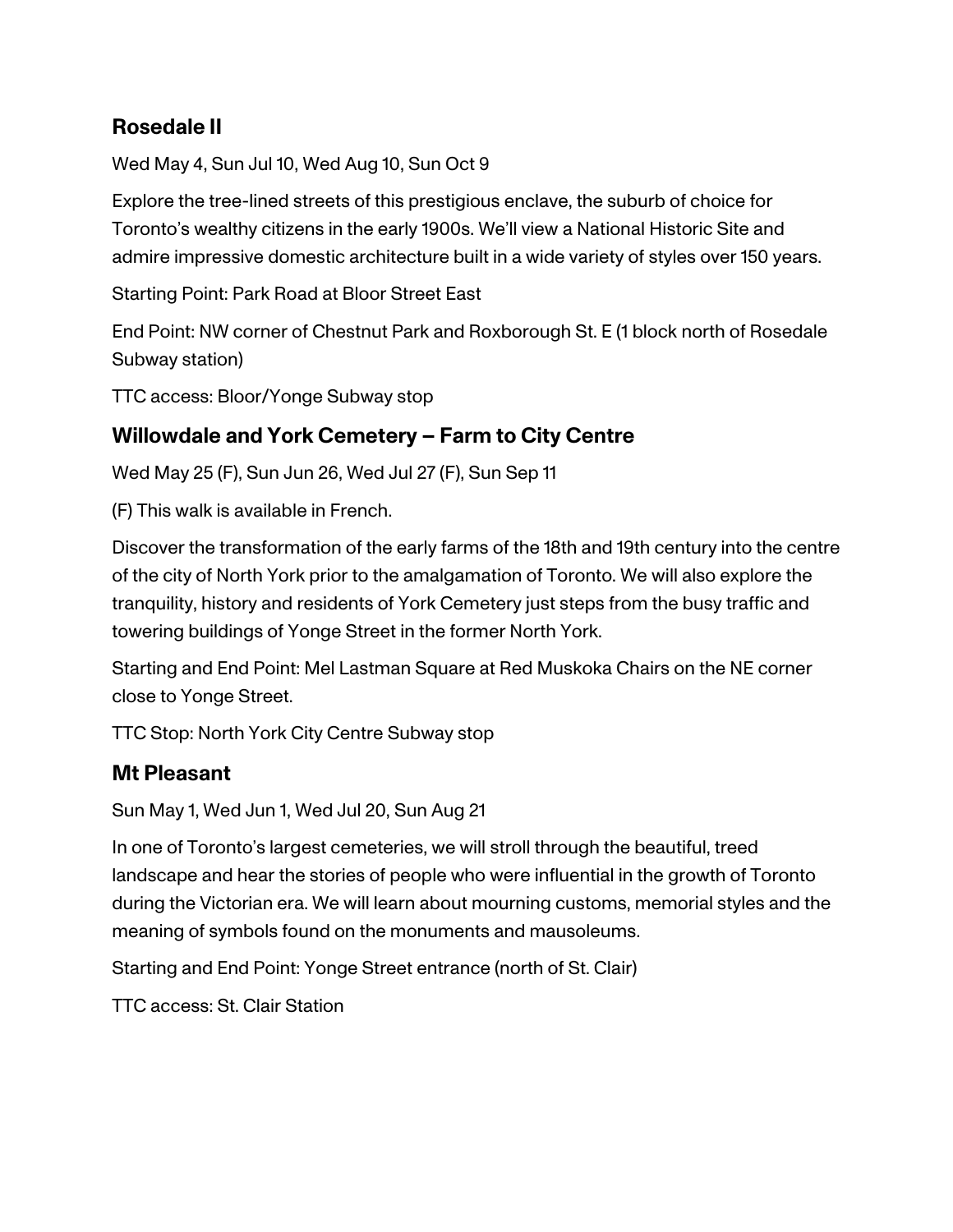### Rosedale II

Wed May 4, Sun Jul 10, Wed Aug 10, Sun Oct 9

Explore the tree-lined streets of this prestigious enclave, the suburb of choice for Toronto's wealthy citizens in the early 1900s. We'll view a National Historic Site and admire impressive domestic architecture built in a wide variety of styles over 150 years.

Starting Point: Park Road at Bloor Street East

End Point: NW corner of Chestnut Park and Roxborough St. E (1 block north of Rosedale Subway station)

TTC access: Bloor/Yonge Subway stop

### Willowdale and York Cemetery – Farm to City Centre

Wed May 25 (F), Sun Jun 26, Wed Jul 27 (F), Sun Sep 11

(F) This walk is available in French.

Discover the transformation of the early farms of the 18th and 19th century into the centre of the city of North York prior to the amalgamation of Toronto. We will also explore the tranquility, history and residents of York Cemetery just steps from the busy traffic and towering buildings of Yonge Street in the former North York.

Starting and End Point: Mel Lastman Square at Red Muskoka Chairs on the NE corner close to Yonge Street.

TTC Stop: North York City Centre Subway stop

### Mt Pleasant

Sun May 1, Wed Jun 1, Wed Jul 20, Sun Aug 21

In one of Toronto's largest cemeteries, we will stroll through the beautiful, treed landscape and hear the stories of people who were influential in the growth of Toronto during the Victorian era. We will learn about mourning customs, memorial styles and the meaning of symbols found on the monuments and mausoleums.

Starting and End Point: Yonge Street entrance (north of St. Clair)

TTC access: St. Clair Station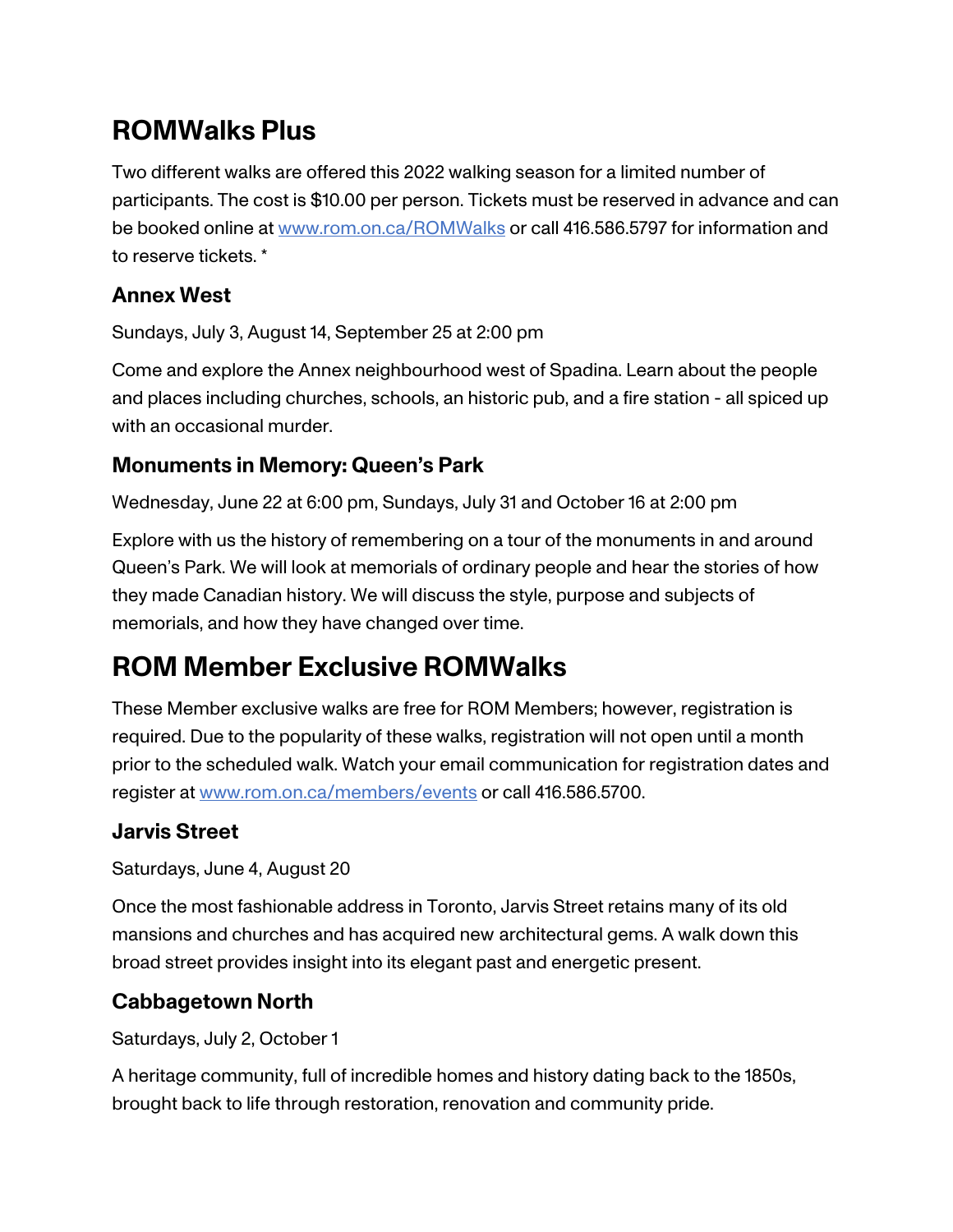# ROMWalks Plus

Two different walks are offered this 2022 walking season for a limited number of participants. The cost is $10.00 per person. Tickets must be reserved in advance and can be booked online at [www.rom.on.ca/ROMWalks](www.rom.on.ca/ROMWalks) or call 416.586.5797 for information and to reserve tickets. *

### Annex West

Sundays, July 3, August 14, September 25 at 2:00 pm

Come and explore the Annex neighbourhood west of Spadina. Learn about the people and places including churches, schools, an historic pub, and a fire station - all spiced up with an occasional murder.

### Monuments in Memory: Queen's Park

Wednesday, June 22 at 6:00 pm, Sundays, July 31 and October 16 at 2:00 pm

Explore with us the history of remembering on a tour of the monuments in and around Queen's Park. We will look at memorials of ordinary people and hear the stories of how they made Canadian history. We will discuss the style, purpose and subjects of memorials, and how they have changed over time.

# ROM Member Exclusive ROMWalks

These Member exclusive walks are free for ROM Members; however, registration is required. Due to the popularity of these walks, registration will not open until a month prior to the scheduled walk. Watch your email communication for registration dates and register at [www.rom.on.ca/members/events](www.rom.on.ca/members/events) or call 416.586.5700.

### Jarvis Street

Saturdays, June 4, August 20

Once the most fashionable address in Toronto, Jarvis Street retains many of its old mansions and churches and has acquired new architectural gems. A walk down this broad street provides insight into its elegant past and energetic present.

### Cabbagetown North

Saturdays, July 2, October 1

A heritage community, full of incredible homes and history dating back to the 1850s, brought back to life through restoration, renovation and community pride.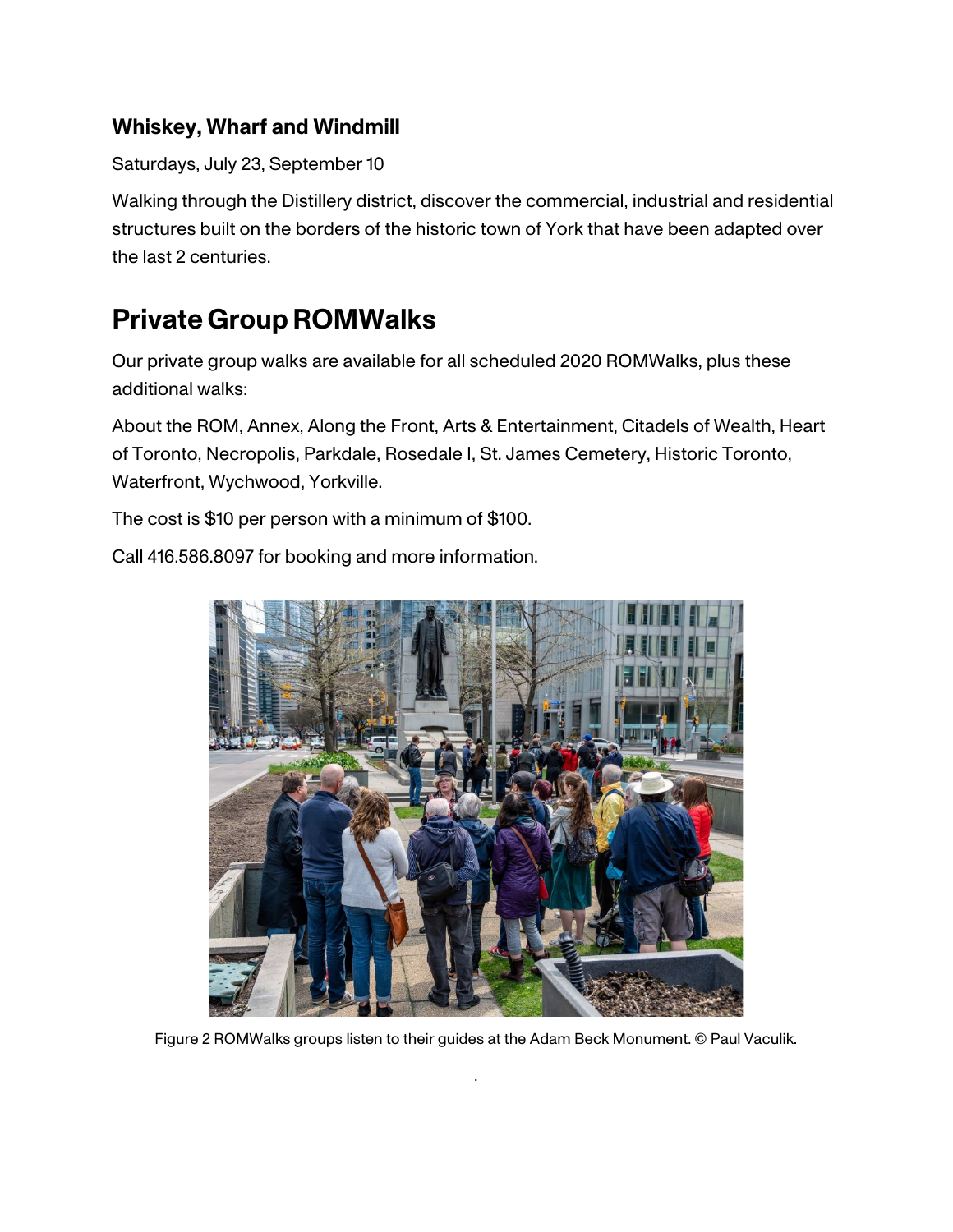### Whiskey, Wharf and Windmill

Saturdays, July 23, September 10

Walking through the Distillery district, discover the commercial, industrial and residential structures built on the borders of the historic town of York that have been adapted over the last 2 centuries.

## Private Group ROMWalks

Our private group walks are available for all scheduled 2020 ROMWalks, plus these additional walks:

About the ROM, Annex, Along the Front, Arts & Entertainment, Citadels of Wealth, Heart of Toronto, Necropolis, Parkdale, Rosedale I, St. James Cemetery, Historic Toronto, Waterfront, Wychwood, Yorkville.

The cost is $10 per person with a minimum of $100.

Call 416.586.8097 for booking and more information.

Figure 2 ROMWalks groups listen to their guides at the Adam Beck Monument. © Paul Vaculik.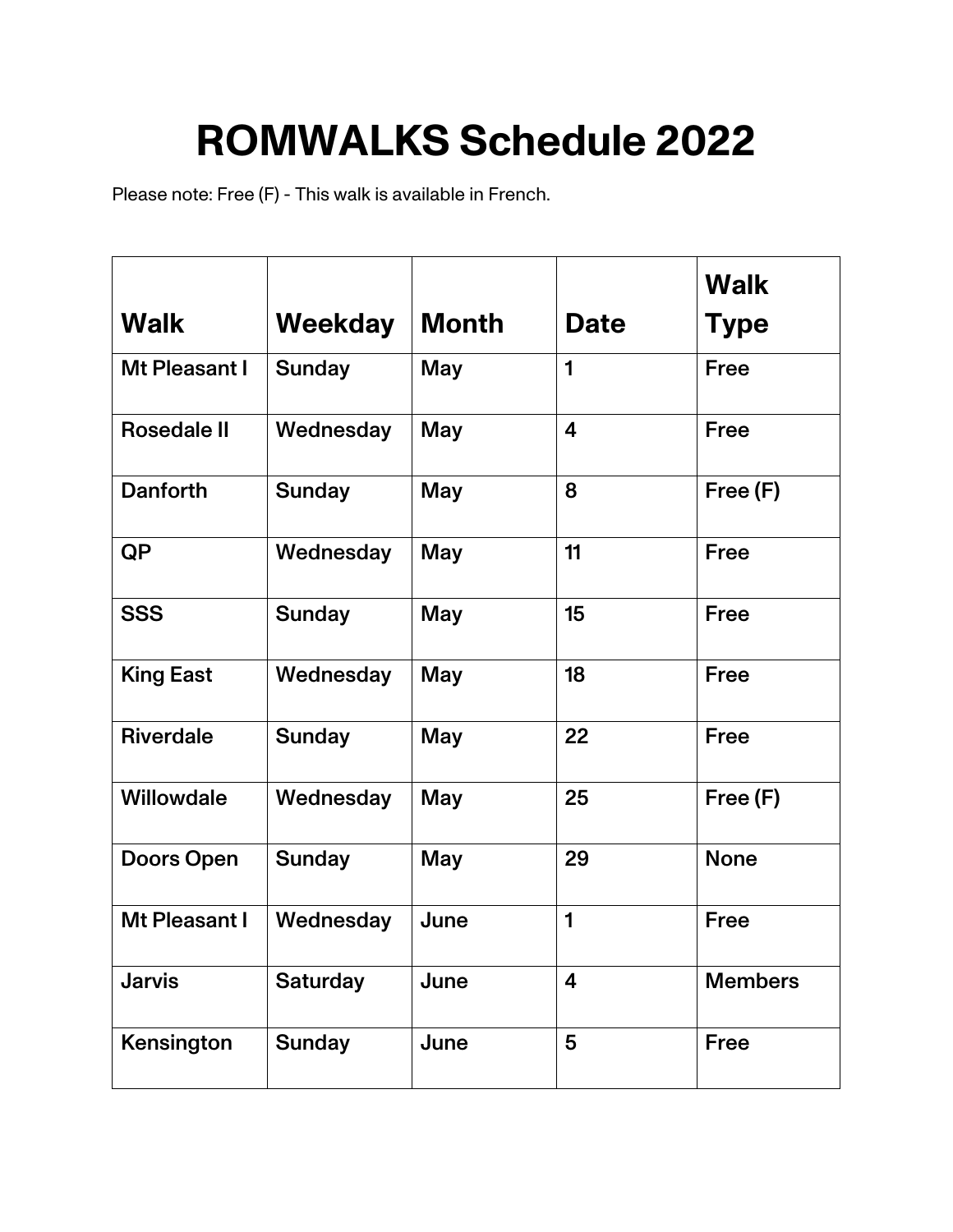# ROMWALKS Schedule 2022

Please note: Free (F) - This walk is available in French.

| Walk | Weekday | Month | Date | Walk Type |
|---|---|---|---|---|
| **Mt Pleasant I** | **Sunday** | **May** | **1** | **Free** |
| **Rosedale II** | **Wednesday** | **May** | **4** | **Free** |
| **Danforth** | **Sunday** | **May** | **8** | **Free (F)** |
| **QP** | **Wednesday** | **May** | **11** | **Free** |
| **SSS** | **Sunday** | **May** | **15** | **Free** |
| **King East** | **Wednesday** | **May** | **18** | **Free** |
| **Riverdale** | **Sunday** | **May** | **22** | **Free** |
| **Willowdale** | **Wednesday** | **May** | **25** | **Free (F)** |
| **Doors Open** | **Sunday** | **May** | **29** | **None** |
| **Mt Pleasant I** | **Wednesday** | **June** | **1** | **Free** |
| **Jarvis** | **Saturday** | **June** | **4** | **Members** |
| **Kensington** | **Sunday** | **June** | **5** | **Free** |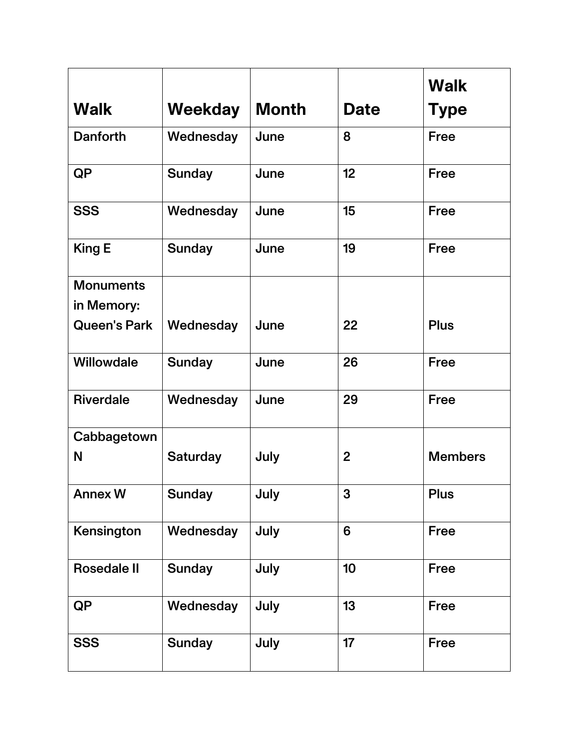| Walk | Weekday | Month | Date | Walk Type |
|---|---|---|---|---|
| Danforth | Wednesday | June | 8 | Free |
| QP | Sunday | June | 12 | Free |
| SSS | Wednesday | June | 15 | Free |
| King E | Sunday | June | 19 | Free |
| Monuments in Memory: Queen's Park | Wednesday | June | 22 | Plus |
| Willowdale | Sunday | June | 26 | Free |
| Riverdale | Wednesday | June | 29 | Free |
| Cabbagetown N | Saturday | July | 2 | Members |
| Annex W | Sunday | July | 3 | Plus |
| Kensington | Wednesday | July | 6 | Free |
| Rosedale II | Sunday | July | 10 | Free |
| QP | Wednesday | July | 13 | Free |
| SSS | Sunday | July | 17 | Free |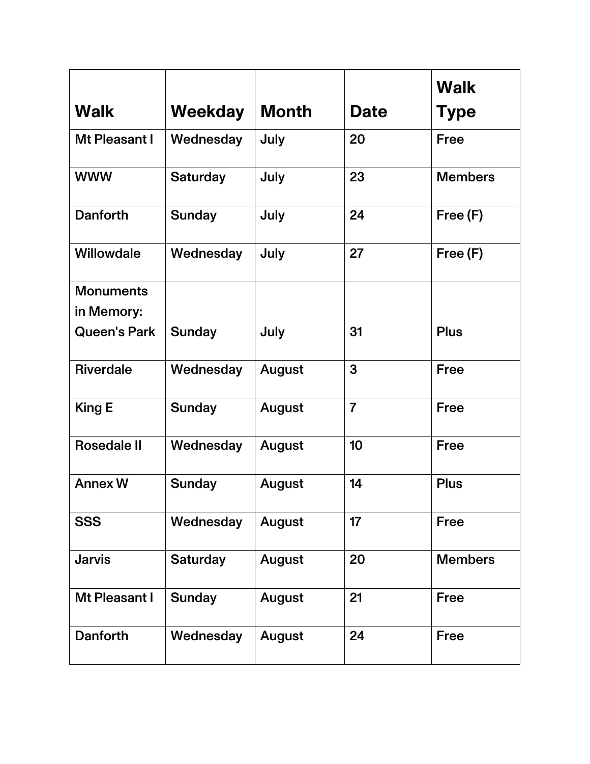| Walk | Weekday | Month | Date | Walk Type |
|---|---|---|---|---|
| Mt Pleasant I | Wednesday | July | 20 | Free |
| WWW | Saturday | July | 23 | Members |
| Danforth | Sunday | July | 24 | Free (F) |
| Willowdale | Wednesday | July | 27 | Free (F) |
| Monuments in Memory: Queen's Park | Sunday | July | 31 | Plus |
| Riverdale | Wednesday | August | 3 | Free |
| King E | Sunday | August | 7 | Free |
| Rosedale II | Wednesday | August | 10 | Free |
| Annex W | Sunday | August | 14 | Plus |
| SSS | Wednesday | August | 17 | Free |
| Jarvis | Saturday | August | 20 | Members |
| Mt Pleasant I | Sunday | August | 21 | Free |
| Danforth | Wednesday | August | 24 | Free |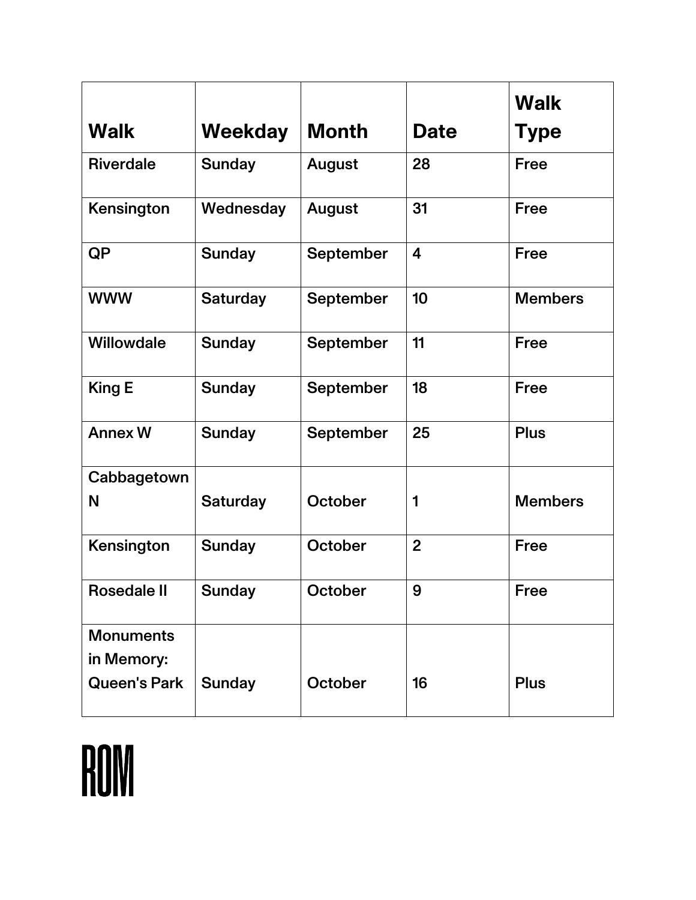| Walk | Weekday | Month | Date | Walk Type |
|---|---|---|---|---|
| Riverdale | Sunday | August | 28 | Free |
| Kensington | Wednesday | August | 31 | Free |
| QP | Sunday | September | 4 | Free |
| WWW | Saturday | September | 10 | Members |
| Willowdale | Sunday | September | 11 | Free |
| King E | Sunday | September | 18 | Free |
| Annex W | Sunday | September | 25 | Plus |
| Cabbagetown N | Saturday | October | 1 | Members |
| Kensington | Sunday | October | 2 | Free |
| Rosedale II | Sunday | October | 9 | Free |
| Monuments in Memory: Queen's Park | Sunday | October | 16 | Plus |

ROM